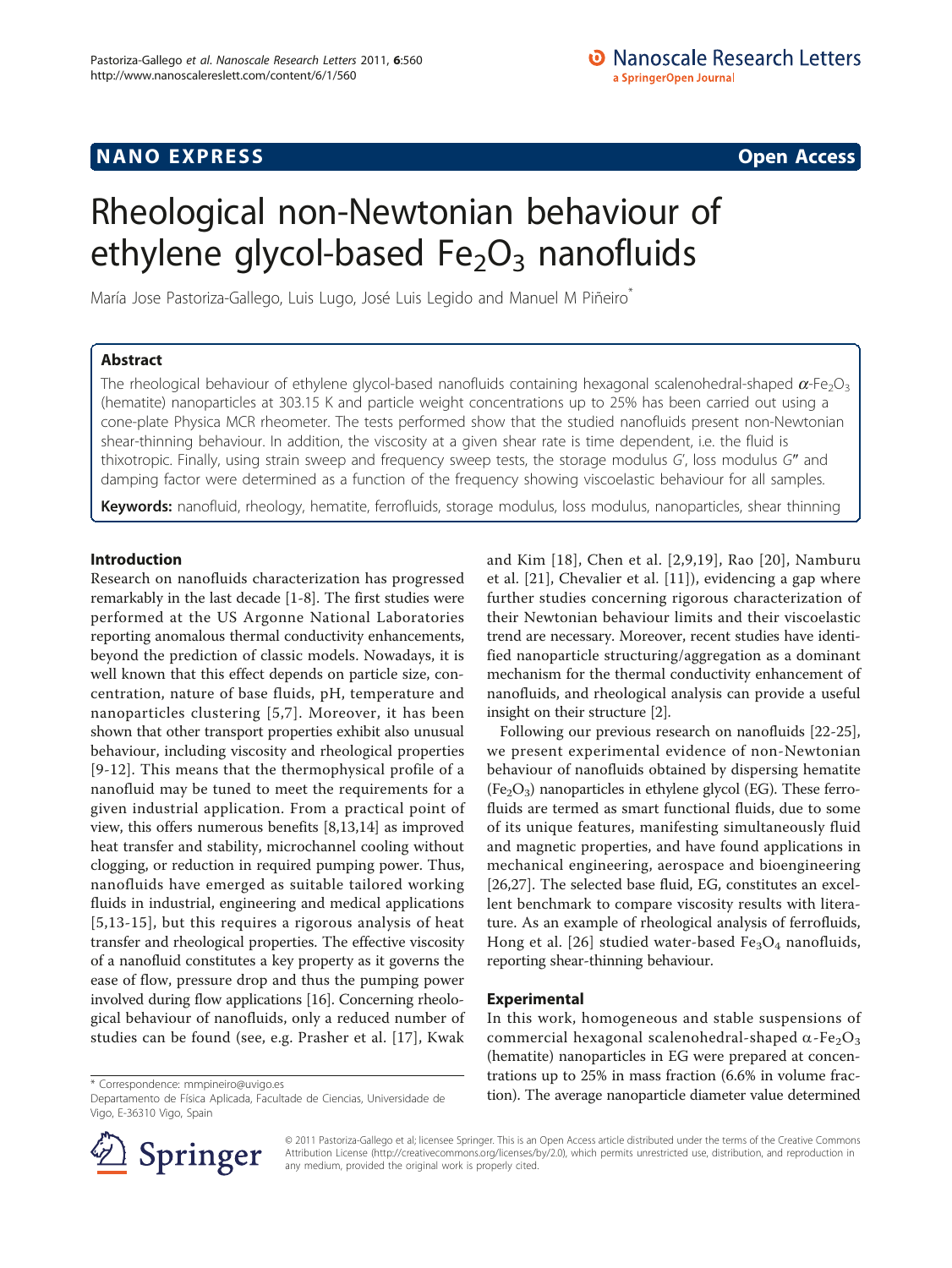NANO EXPRESS

Open Access

# Rheological non-Newtonian behaviour of ethylene glycol-based $Fe_2O_3$ nanofluids

María Jose Pastoriza-Gallego, Luis Lugo, José Luis Legido and Manuel M Piñeiro*

## Abstract

The rheological behaviour of ethylene glycol-based nanofluids containing hexagonal scalenohedral-shaped $\alpha$-$Fe_2O_3$ (hematite) nanoparticles at 303.15 K and particle weight concentrations up to 25% has been carried out using a cone-plate Physica MCR rheometer. The tests performed show that the studied nanofluids present non-Newtonian shear-thinning behaviour. In addition, the viscosity at a given shear rate is time dependent, i.e. the fluid is thixotropic. Finally, using strain sweep and frequency sweep tests, the storage modulus $G'$, loss modulus $G''$ and damping factor were determined as a function of the frequency showing viscoelastic behaviour for all samples.

**Keywords:** nanofluid, rheology, hematite, ferrofluids, storage modulus, loss modulus, nanoparticles, shear thinning

## Introduction

Research on nanofluids characterization has progressed remarkably in the last decade [1-8]. The first studies were performed at the US Argonne National Laboratories reporting anomalous thermal conductivity enhancements, beyond the prediction of classic models. Nowadays, it is well known that this effect depends on particle size, concentration, nature of base fluids, pH, temperature and nanoparticles clustering [5,7]. Moreover, it has been shown that other transport properties exhibit also unusual behaviour, including viscosity and rheological properties [9-12]. This means that the thermophysical profile of a nanofluid may be tuned to meet the requirements for a given industrial application. From a practical point of view, this offers numerous benefits [8,13,14] as improved heat transfer and stability, microchannel cooling without clogging, or reduction in required pumping power. Thus, nanofluids have emerged as suitable tailored working fluids in industrial, engineering and medical applications [5,13-15], but this requires a rigorous analysis of heat transfer and rheological properties. The effective viscosity of a nanofluid constitutes a key property as it governs the ease of flow, pressure drop and thus the pumping power involved during flow applications [16]. Concerning rheological behaviour of nanofluids, only a reduced number of studies can be found (see, e.g. Prasher et al. [17], Kwak and Kim [18], Chen et al. [2,9,19], Rao [20], Namburu et al. [21], Chevalier et al. [11]), evidencing a gap where further studies concerning rigorous characterization of their Newtonian behaviour limits and their viscoelastic trend are necessary. Moreover, recent studies have identified nanoparticle structuring/aggregation as a dominant mechanism for the thermal conductivity enhancement of nanofluids, and rheological analysis can provide a useful insight on their structure [2].

Following our previous research on nanofluids [22-25], we present experimental evidence of non-Newtonian behaviour of nanofluids obtained by dispersing hematite ($Fe_2O_3$) nanoparticles in ethylene glycol (EG). These ferrofluids are termed as smart functional fluids, due to some of its unique features, manifesting simultaneously fluid and magnetic properties, and have found applications in mechanical engineering, aerospace and bioengineering [26,27]. The selected base fluid, EG, constitutes an excellent benchmark to compare viscosity results with literature. As an example of rheological analysis of ferrofluids, Hong et al. [26] studied water-based $Fe_3O_4$ nanofluids, reporting shear-thinning behaviour.

## Experimental

In this work, homogeneous and stable suspensions of commercial hexagonal scalenohedral-shaped $\alpha$-$Fe_2O_3$ (hematite) nanoparticles in EG were prepared at concentrations up to 25% in mass fraction (6.6% in volume fraction). The average nanoparticle diameter value determined

\* Correspondence: mmpineiro@uvigo.es
Departamento de Física Aplicada, Facultade de Ciencias, Universidade de Vigo, E-36310 Vigo, Spain

© 2011 Pastoriza-Gallego et al; licensee Springer. This is an Open Access article distributed under the terms of the Creative Commons Attribution License (http://creativecommons.org/licenses/by/2.0), which permits unrestricted use, distribution, and reproduction in any medium, provided the original work is properly cited.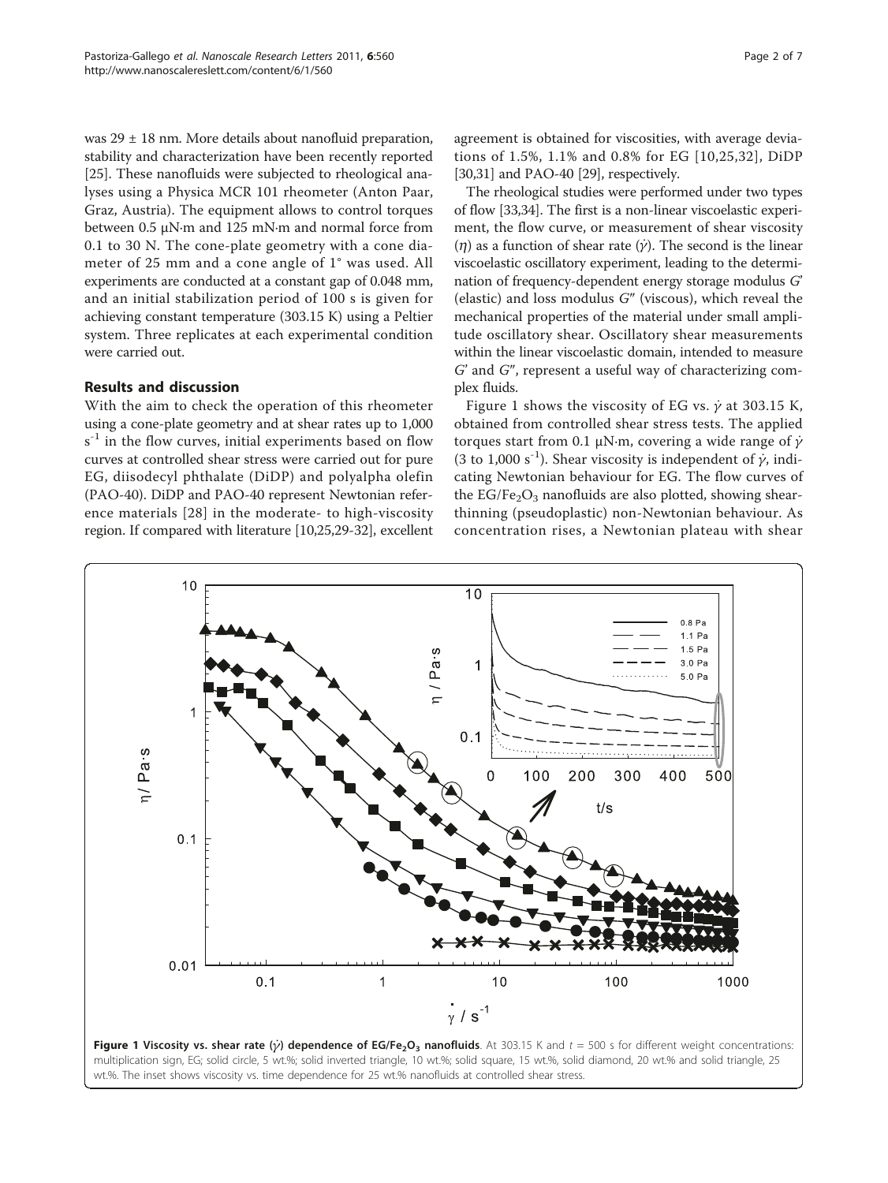was 29 ± 18 nm. More details about nanofluid preparation, stability and characterization have been recently reported [25]. These nanofluids were subjected to rheological analyses using a Physica MCR 101 rheometer (Anton Paar, Graz, Austria). The equipment allows to control torques between 0.5 μN·m and 125 mN·m and normal force from 0.1 to 30 N. The cone-plate geometry with a cone diameter of 25 mm and a cone angle of 1° was used. All experiments are conducted at a constant gap of 0.048 mm, and an initial stabilization period of 100 s is given for achieving constant temperature (303.15 K) using a Peltier system. Three replicates at each experimental condition were carried out.

## Results and discussion

With the aim to check the operation of this rheometer using a cone-plate geometry and at shear rates up to 1,000 $s^{-1}$ in the flow curves, initial experiments based on flow curves at controlled shear stress were carried out for pure EG, diisodecyl phthalate (DiDP) and polyalpha olefin (PAO-40). DiDP and PAO-40 represent Newtonian reference materials [28] in the moderate- to high-viscosity region. If compared with literature [10,25,29-32], excellent agreement is obtained for viscosities, with average deviations of 1.5%, 1.1% and 0.8% for EG [10,25,32], DiDP [30,31] and PAO-40 [29], respectively.

The rheological studies were performed under two types of flow [33,34]. The first is a non-linear viscoelastic experiment, the flow curve, or measurement of shear viscosity ($\eta$) as a function of shear rate ($\dot{\gamma}$). The second is the linear viscoelastic oscillatory experiment, leading to the determination of frequency-dependent energy storage modulus $G'$ (elastic) and loss modulus $G''$ (viscous), which reveal the mechanical properties of the material under small amplitude oscillatory shear. Oscillatory shear measurements within the linear viscoelastic domain, intended to measure $G'$ and $G''$, represent a useful way of characterizing complex fluids.

Figure 1 shows the viscosity of EG vs. $\dot{\gamma}$ at 303.15 K, obtained from controlled shear stress tests. The applied torques start from 0.1 μN·m, covering a wide range of $\dot{\gamma}$ (3 to 1,000 $s^{-1}$). Shear viscosity is independent of $\dot{\gamma}$, indicating Newtonian behaviour for EG. The flow curves of the $EG/Fe_2O_3$ nanofluids are also plotted, showing shear-thinning (pseudoplastic) non-Newtonian behaviour. As concentration rises, a Newtonian plateau with shear

η / Pa·s
0.01
0.1
1
10
0.1
1
10
100
1000
$\dot{\gamma}$ / $s^{-1}$

Inset:
η / Pa·s
0.1
1
10
0
100
200
300
400
500
t/s
0.8 Pa
1.1 Pa
1.5 Pa
3.0 Pa
5.0 Pa

**Figure 1 Viscosity vs. shear rate ($\dot{\gamma}$) dependence of $EG/Fe_2O_3$ nanofluids**. At 303.15 K and $t$ = 500 s for different weight concentrations: multiplication sign, EG; solid circle, 5 wt.%; solid inverted triangle, 10 wt.%; solid square, 15 wt.%, solid diamond, 20 wt.% and solid triangle, 25 wt.%. The inset shows viscosity vs. time dependence for 25 wt.% nanofluids at controlled shear stress.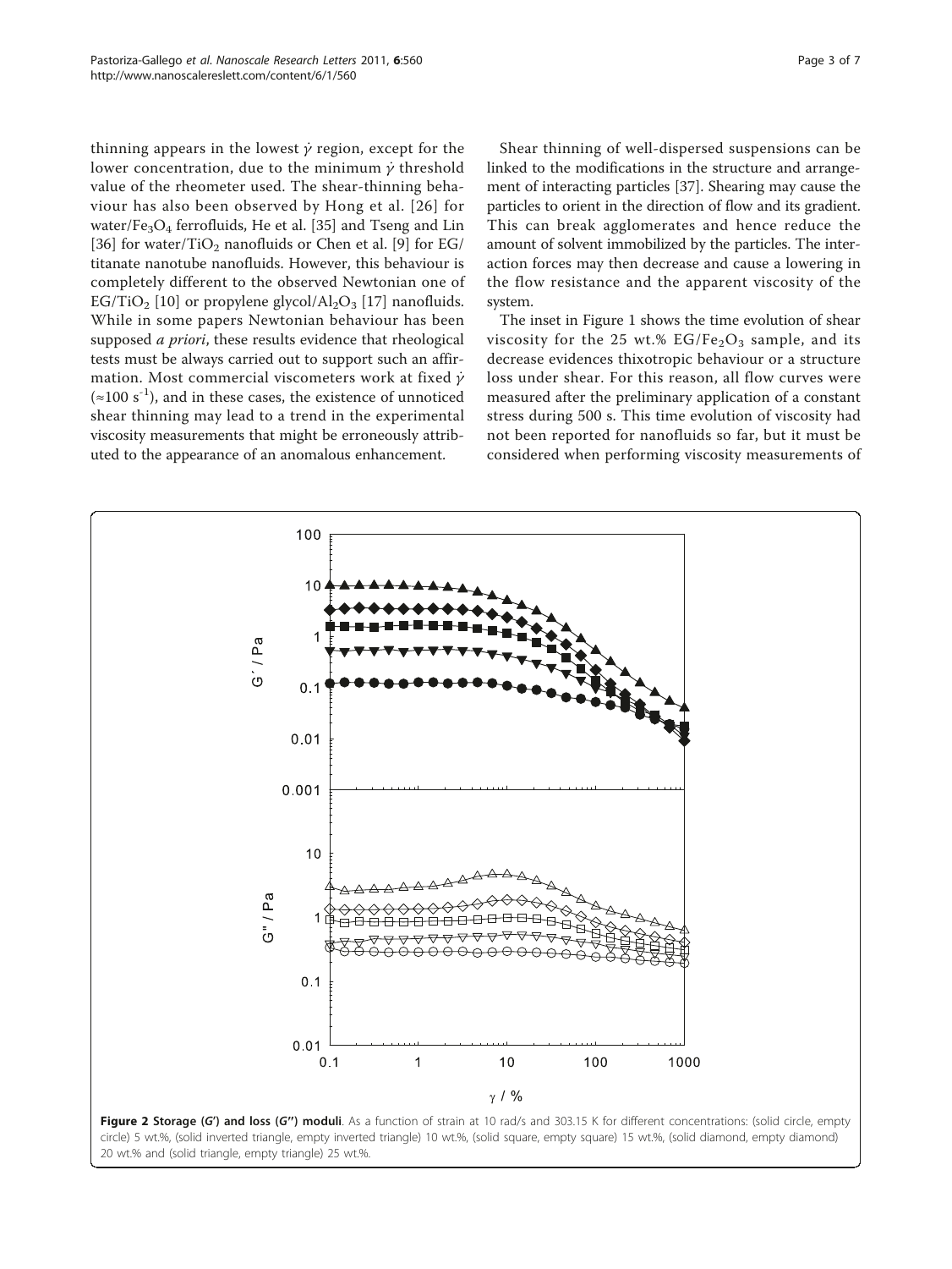thinning appears in the lowest $\dot{\gamma}$ region, except for the lower concentration, due to the minimum $\dot{\gamma}$ threshold value of the rheometer used. The shear-thinning behaviour has also been observed by Hong et al. [26] for water/$Fe_3O_4$ ferrofluids, He et al. [35] and Tseng and Lin [36] for water/$TiO_2$ nanofluids or Chen et al. [9] for EG/titanate nanotube nanofluids. However, this behaviour is completely different to the observed Newtonian one of EG/$TiO_2$ [10] or propylene glycol/$Al_2O_3$ [17] nanofluids. While in some papers Newtonian behaviour has been supposed *a priori*, these results evidence that rheological tests must be always carried out to support such an affirmation. Most commercial viscometers work at fixed $\dot{\gamma}$ ($\approx$100 $s^{-1}$), and in these cases, the existence of unnoticed shear thinning may lead to a trend in the experimental viscosity measurements that might be erroneously attributed to the appearance of an anomalous enhancement.

Shear thinning of well-dispersed suspensions can be linked to the modifications in the structure and arrangement of interacting particles [37]. Shearing may cause the particles to orient in the direction of flow and its gradient. This can break agglomerates and hence reduce the amount of solvent immobilized by the particles. The interaction forces may then decrease and cause a lowering in the flow resistance and the apparent viscosity of the system.

The inset in Figure 1 shows the time evolution of shear viscosity for the 25 wt.% EG/$Fe_2O_3$ sample, and its decrease evidences thixotropic behaviour or a structure loss under shear. For this reason, all flow curves were measured after the preliminary application of a constant stress during 500 s. This time evolution of viscosity had not been reported for nanofluids so far, but it must be considered when performing viscosity measurements of

G′ / Pa
100
10
1
0.1
0.01
0.001

G″ / Pa
10
1
0.1
0.01

0.1
1
10
100
1000

γ / %

**Figure 2 Storage (*G*′) and loss (*G*″) moduli**. As a function of strain at 10 rad/s and 303.15 K for different concentrations: (solid circle, empty circle) 5 wt.%, (solid inverted triangle, empty inverted triangle) 10 wt.%, (solid square, empty square) 15 wt.%, (solid diamond, empty diamond) 20 wt.% and (solid triangle, empty triangle) 25 wt.%.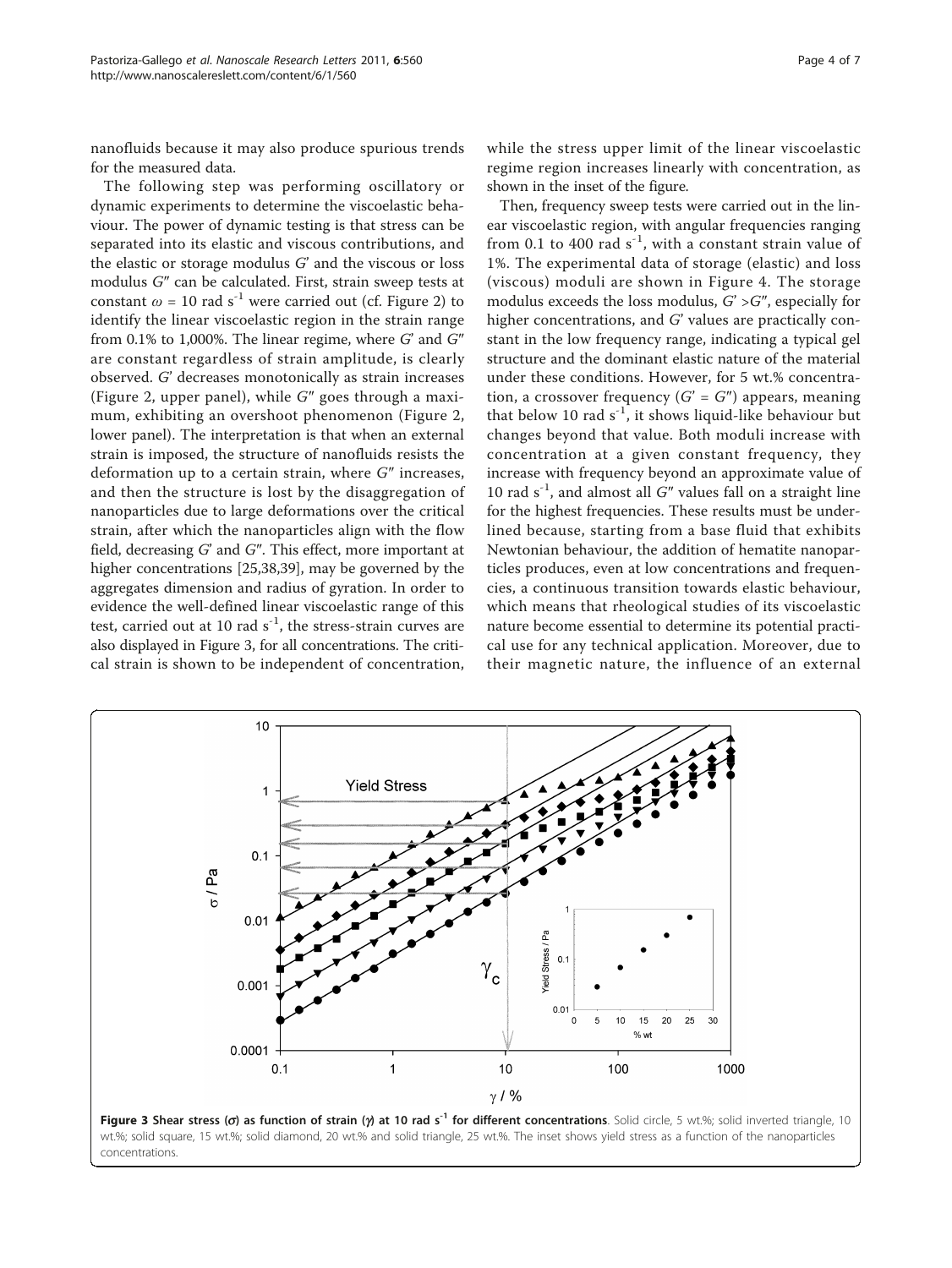nanofluids because it may also produce spurious trends for the measured data.

The following step was performing oscillatory or dynamic experiments to determine the viscoelastic behaviour. The power of dynamic testing is that stress can be separated into its elastic and viscous contributions, and the elastic or storage modulus $G'$ and the viscous or loss modulus $G''$ can be calculated. First, strain sweep tests at constant $\omega = 10$ rad s$^{-1}$ were carried out (cf. Figure 2) to identify the linear viscoelastic region in the strain range from 0.1% to 1,000%. The linear regime, where $G'$ and $G''$ are constant regardless of strain amplitude, is clearly observed. $G'$ decreases monotonically as strain increases (Figure 2, upper panel), while $G''$ goes through a maximum, exhibiting an overshoot phenomenon (Figure 2, lower panel). The interpretation is that when an external strain is imposed, the structure of nanofluids resists the deformation up to a certain strain, where $G''$ increases, and then the structure is lost by the disaggregation of nanoparticles due to large deformations over the critical strain, after which the nanoparticles align with the flow field, decreasing $G'$ and $G''$. This effect, more important at higher concentrations [25,38,39], may be governed by the aggregates dimension and radius of gyration. In order to evidence the well-defined linear viscoelastic range of this test, carried out at 10 rad s$^{-1}$, the stress-strain curves are also displayed in Figure 3, for all concentrations. The critical strain is shown to be independent of concentration, while the stress upper limit of the linear viscoelastic regime region increases linearly with concentration, as shown in the inset of the figure.

Then, frequency sweep tests were carried out in the linear viscoelastic region, with angular frequencies ranging from 0.1 to 400 rad s$^{-1}$, with a constant strain value of 1%. The experimental data of storage (elastic) and loss (viscous) moduli are shown in Figure 4. The storage modulus exceeds the loss modulus, $G' > G''$, especially for higher concentrations, and $G'$ values are practically constant in the low frequency range, indicating a typical gel structure and the dominant elastic nature of the material under these conditions. However, for 5 wt.% concentration, a crossover frequency ($G' = G''$) appears, meaning that below 10 rad s$^{-1}$, it shows liquid-like behaviour but changes beyond that value. Both moduli increase with concentration at a given constant frequency, they increase with frequency beyond an approximate value of 10 rad s$^{-1}$, and almost all $G''$ values fall on a straight line for the highest frequencies. These results must be underlined because, starting from a base fluid that exhibits Newtonian behaviour, the addition of hematite nanoparticles produces, even at low concentrations and frequencies, a continuous transition towards elastic behaviour, which means that rheological studies of its viscoelastic nature become essential to determine its potential practical use for any technical application. Moreover, due to their magnetic nature, the influence of an external

Yield Stress
$\gamma_c$
σ / Pa
γ / %
Yield Stress / Pa
% wt

**Figure 3 Shear stress ($\sigma$) as function of strain ($\gamma$) at 10 rad s$^{-1}$ for different concentrations**. Solid circle, 5 wt.%; solid inverted triangle, 10 wt.%; solid square, 15 wt.%; solid diamond, 20 wt.% and solid triangle, 25 wt.%. The inset shows yield stress as a function of the nanoparticles concentrations.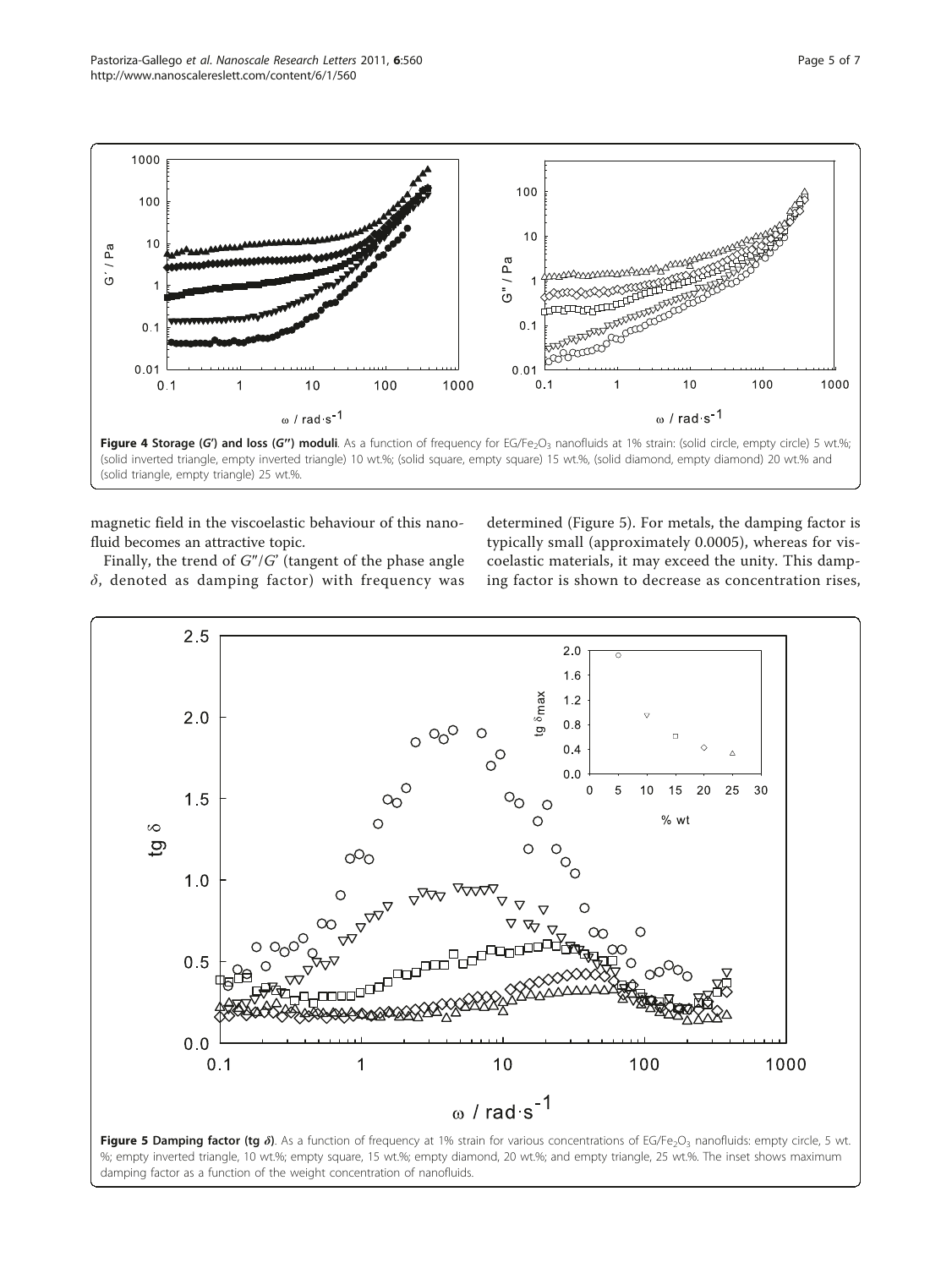G' / Pa

1000
100
10
1
0.1
0.01

0.1 1 10 100 1000

ω / rad·s$^{-1}$

G" / Pa

100
10
1
0.1
0.01

0.1 1 10 100 1000

ω / rad·s$^{-1}$

**Figure 4 Storage (*G'*) and loss (*G''*) moduli**. As a function of frequency for EG/$Fe_2O_3$ nanofluids at 1% strain: (solid circle, empty circle) 5 wt.%; (solid inverted triangle, empty inverted triangle) 10 wt.%; (solid square, empty square) 15 wt.%, (solid diamond, empty diamond) 20 wt.% and (solid triangle, empty triangle) 25 wt.%.

magnetic field in the viscoelastic behaviour of this nanofluid becomes an attractive topic.

Finally, the trend of $G''/G'$ (tangent of the phase angle $\delta$, denoted as damping factor) with frequency was determined (Figure 5). For metals, the damping factor is typically small (approximately 0.0005), whereas for viscoelastic materials, it may exceed the unity. This damping factor is shown to decrease as concentration rises,

tg δ

2.5
2.0
1.5
1.0
0.5
0.0

0.1 1 10 100 1000

ω / rad·s$^{-1}$

tg δmax

2.0
1.6
1.2
0.8
0.4
0.0

0 5 10 15 20 25 30

% wt

**Figure 5 Damping factor (tg *δ*)**. As a function of frequency at 1% strain for various concentrations of EG/$Fe_2O_3$ nanofluids: empty circle, 5 wt. %; empty inverted triangle, 10 wt.%; empty square, 15 wt.%; empty diamond, 20 wt.%; and empty triangle, 25 wt.%. The inset shows maximum damping factor as a function of the weight concentration of nanofluids.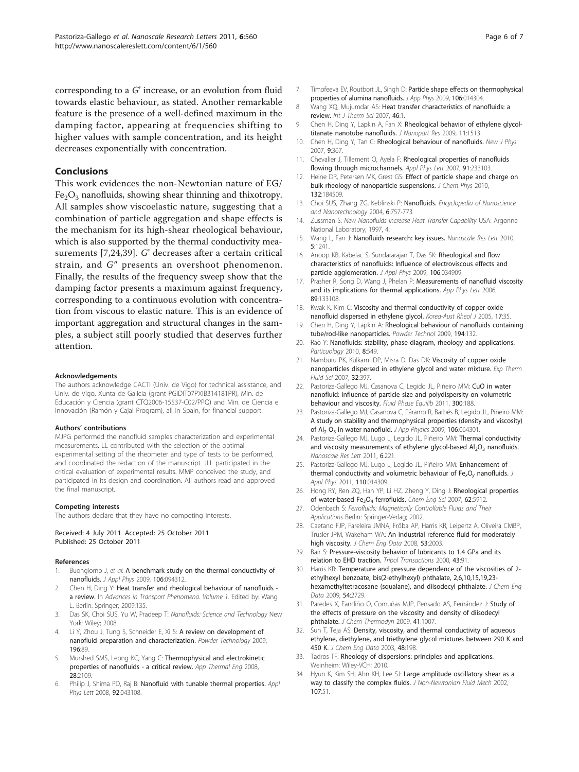corresponding to a $G'$ increase, or an evolution from fluid towards elastic behaviour, as stated. Another remarkable feature is the presence of a well-defined maximum in the damping factor, appearing at frequencies shifting to higher values with sample concentration, and its height decreases exponentially with concentration.

## Conclusions

This work evidences the non-Newtonian nature of EG/$Fe_2O_3$ nanofluids, showing shear thinning and thixotropy. All samples show viscoelastic nature, suggesting that a combination of particle aggregation and shape effects is the mechanism for its high-shear rheological behaviour, which is also supported by the thermal conductivity measurements [7,24,39]. $G'$ decreases after a certain critical strain, and $G''$ presents an overshoot phenomenon. Finally, the results of the frequency sweep show that the damping factor presents a maximum against frequency, corresponding to a continuous evolution with concentration from viscous to elastic nature. This is an evidence of important aggregation and structural changes in the samples, a subject still poorly studied that deserves further attention.

#### Acknowledgements

The authors acknowledge CACTI (Univ. de Vigo) for technical assistance, and Univ. de Vigo, Xunta de Galicia (grant PGIDIT07PXIB314181PR), Min. de Educación y Ciencia (grant CTQ2006-15537-C02/PPQ) and Min. de Ciencia e Innovación (Ramón y Cajal Program), all in Spain, for financial support.

#### Authors' contributions

MJPG performed the nanofluid samples characterization and experimental measurements. LL contributed with the selection of the optimal experimental setting of the rheometer and type of tests to be performed, and coordinated the redaction of the manuscript. JLL participated in the critical evaluation of experimental results. MMP conceived the study, and participated in its design and coordination. All authors read and approved the final manuscript.

#### Competing interests

The authors declare that they have no competing interests.

Received: 4 July 2011 Accepted: 25 October 2011
Published: 25 October 2011

#### References

1. Buongiorno J, *et al*: **A benchmark study on the thermal conductivity of nanofluids.** *J Appl Phys* 2009, **106**:094312.
2. Chen H, Ding Y: **Heat transfer and rheological behaviour of nanofluids - a review.** In *Advances in Transport Phenomena. Volume 1.* Edited by: Wang L. Berlin: Springer; 2009:135.
3. Das SK, Choi SUS, Yu W, Pradeep T: *Nanofluids: Science and Technology* New York: Wiley; 2008.
4. Li Y, Zhou J, Tung S, Schneider E, Xi S: **A review on development of nanofluid preparation and characterization.** *Powder Technology* 2009, **196**:89.
5. Murshed SMS, Leong KC, Yang C: **Thermophysical and electrokinetic properties of nanofluids - a critical review.** *App Thermal Eng* 2008, **28**:2109.
6. Philip J, Shima PD, Raj B: **Nanofluid with tunable thermal properties.** *Appl Phys Lett* 2008, **92**:043108.
7. Timofeeva EV, Routbort JL, Singh D: **Particle shape effects on thermophysical properties of alumina nanofluids.** *J App Phys* 2009, **106**:014304.
8. Wang XQ, Mujumdar AS: **Heat transfer characteristics of nanofluids: a review.** *Int J Therm Sci* 2007, **46**:1.
9. Chen H, Ding Y, Lapkin A, Fan X: **Rheological behavior of ethylene glycol-titanate nanotube nanofluids.** *J Nanopart Res* 2009, **11**:1513.
10. Chen H, Ding Y, Tan C: **Rheological behaviour of nanofluids.** *New J Phys* 2007, **9**:367.
11. Chevalier J, Tillement O, Ayela F: **Rheological properties of nanofluids flowing through microchannels.** *Appl Phys Lett* 2007, **91**:233103.
12. Heine DR, Petersen MK, Grest GS: **Effect of particle shape and charge on bulk rheology of nanoparticle suspensions.** *J Chem Phys* 2010, **132**:184509.
13. Choi SUS, Zhang ZG, Keblinski P: **Nanofluids.** *Encyclopedia of Nanoscience and Nanotechnology* 2004, **6**:757-773.
14. Zussman S: *New Nanofluids Increase Heat Transfer Capability* USA: Argonne National Laboratory; 1997, 4.
15. Wang L, Fan J: **Nanofluids research: key issues.** *Nanoscale Res Lett* 2010, **5**:1241.
16. Anoop KB, Kabelac S, Sundararajan T, Das SK: **Rheological and flow characteristics of nanofluids: Influence of electroviscous effects and particle agglomeration.** *J Appl Phys* 2009, **106**:034909.
17. Prasher R, Song D, Wang J, Phelan P: **Measurements of nanofluid viscosity and its implications for thermal applications.** *App Phys Lett* 2006, **89**:133108.
18. Kwak K, Kim C: **Viscosity and thermal conductivity of copper oxide nanofluid dispersed in ethylene glycol.** *Korea-Aust Rheol J* 2005, **17**:35.
19. Chen H, Ding Y, Lapkin A: **Rheological behaviour of nanofluids containing tube/rod-like nanoparticles.** *Powder Technol* 2009, **194**:132.
20. Rao Y: **Nanofluids: stability, phase diagram, rheology and applications.** *Particuology* 2010, **8**:549.
21. Namburu PK, Kulkarni DP, Misra D, Das DK: **Viscosity of copper oxide nanoparticles dispersed in ethylene glycol and water mixture.** *Exp Therm Fluid Sci* 2007, **32**:397.
22. Pastoriza-Gallego MJ, Casanova C, Legido JL, Piñeiro MM: **CuO in water nanofluid: influence of particle size and polydispersity on volumetric behaviour and viscosity.** *Fluid Phase Equilib* 2011, **300**:188.
23. Pastoriza-Gallego MJ, Casanova C, Páramo R, Barbés B, Legido JL, Piñeiro MM: **A study on stability and thermophysical properties (density and viscosity) of $Al_2O_3$ in water nanofluid.** *J App Physics* 2009, **106**:064301.
24. Pastoriza-Gallego MJ, Lugo L, Legido JL, Piñeiro MM: **Thermal conductivity and viscosity measurements of ethylene glycol-based $Al_2O_3$ nanofluids.** *Nanoscale Res Lett* 2011, **6**:221.
25. Pastoriza-Gallego MJ, Lugo L, Legido JL, Piñeiro MM: **Enhancement of thermal conductivity and volumetric behaviour of $Fe_xO_y$ nanofluids.** *J Appl Phys* 2011, **110**:014309.
26. Hong RY, Ren ZQ, Han YP, Li HZ, Zheng Y, Ding J: **Rheological properties of water-based $Fe_3O_4$ ferrofluids.** *Chem Eng Sci* 2007, **62**:5912.
27. Odenbach S: *Ferrofluids: Magnetically Controllable Fluids and Their Applications* Berlin: Springer-Verlag; 2002.
28. Caetano FJP, Fareleira JMNA, Fröba AP, Harris KR, Leipertz A, Oliveira CMBP, Trusler JPM, Wakeham WA: **An industrial reference fluid for moderately high viscosity.** *J Chem Eng Data* 2008, **53**:2003.
29. Bair S: **Pressure-viscosity behavior of lubricants to 1.4 GPa and its relation to EHD traction.** *Tribol Transactions* 2000, **43**:91.
30. Harris KR: **Temperature and pressure dependence of the viscosities of 2-ethylhexyl benzoate, bis(2-ethylhexyl) phthalate, 2,6,10,15,19,23-hexamethyltetracosane (squalane), and diisodecyl phthalate.** *J Chem Eng Data* 2009, **54**:2729.
31. Paredes X, Fandiño O, Comuñas MJP, Pensado AS, Fernández J: **Study of the effects of pressure on the viscosity and density of diisodecyl phthalate.** *J Chem Thermodyn* 2009, **41**:1007.
32. Sun T, Teja AS: **Density, viscosity, and thermal conductivity of aqueous ethylene, diethylene, and triethylene glycol mixtures between 290 K and 450 K.** *J Chem Eng Data* 2003, **48**:198.
33. Tadros TF: **Rheology of dispersions: principles and applications.** Weinheim: Wiley-VCH; 2010.
34. Hyun K, Kim SH, Ahn KH, Lee SJ: **Large amplitude oscillatory shear as a way to classify the complex fluids.** *J Non-Newtonian Fluid Mech* 2002, **107**:51.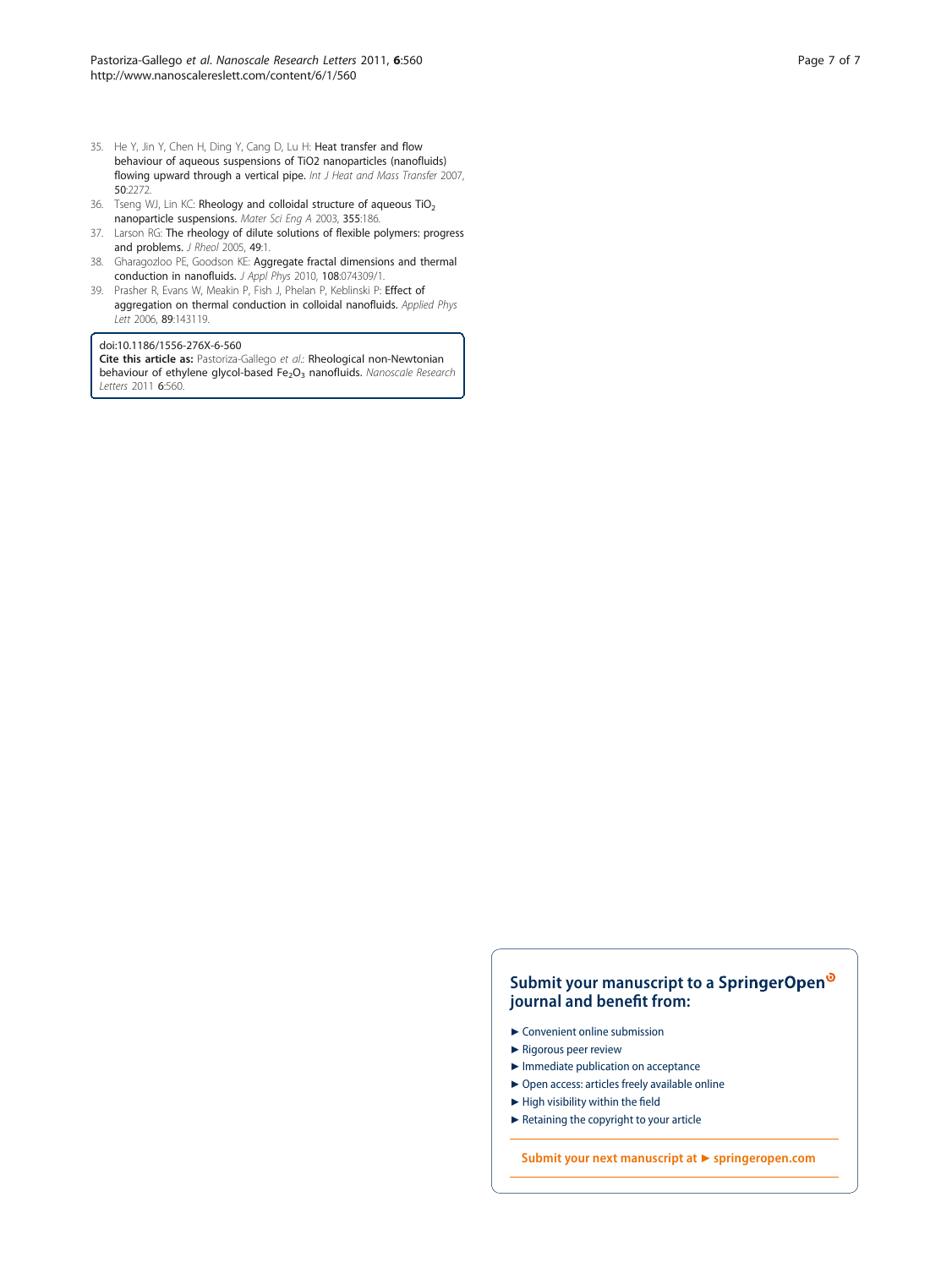35. He Y, Jin Y, Chen H, Ding Y, Cang D, Lu H: Heat transfer and flow behaviour of aqueous suspensions of TiO2 nanoparticles (nanofluids) flowing upward through a vertical pipe. *Int J Heat and Mass Transfer* 2007, **50**:2272.
36. Tseng WJ, Lin KC: Rheology and colloidal structure of aqueous $TiO_2$ nanoparticle suspensions. *Mater Sci Eng A* 2003, **355**:186.
37. Larson RG: The rheology of dilute solutions of flexible polymers: progress and problems. *J Rheol* 2005, **49**:1.
38. Gharagozloo PE, Goodson KE: Aggregate fractal dimensions and thermal conduction in nanofluids. *J Appl Phys* 2010, **108**:074309/1.
39. Prasher R, Evans W, Meakin P, Fish J, Phelan P, Keblinski P: Effect of aggregation on thermal conduction in colloidal nanofluids. *Applied Phys Lett* 2006, **89**:143119.

doi:10.1186/1556-276X-6-560
**Cite this article as:** Pastoriza-Gallego *et al.*: Rheological non-Newtonian behaviour of ethylene glycol-based $Fe_2O_3$ nanofluids. *Nanoscale Research Letters* 2011 **6**:560.

**Submit your manuscript to a SpringerOpen journal and benefit from:**

- ► Convenient online submission
- ► Rigorous peer review
- ► Immediate publication on acceptance
- ► Open access: articles freely available online
- ► High visibility within the field
- ► Retaining the copyright to your article

**Submit your next manuscript at ► springeropen.com**